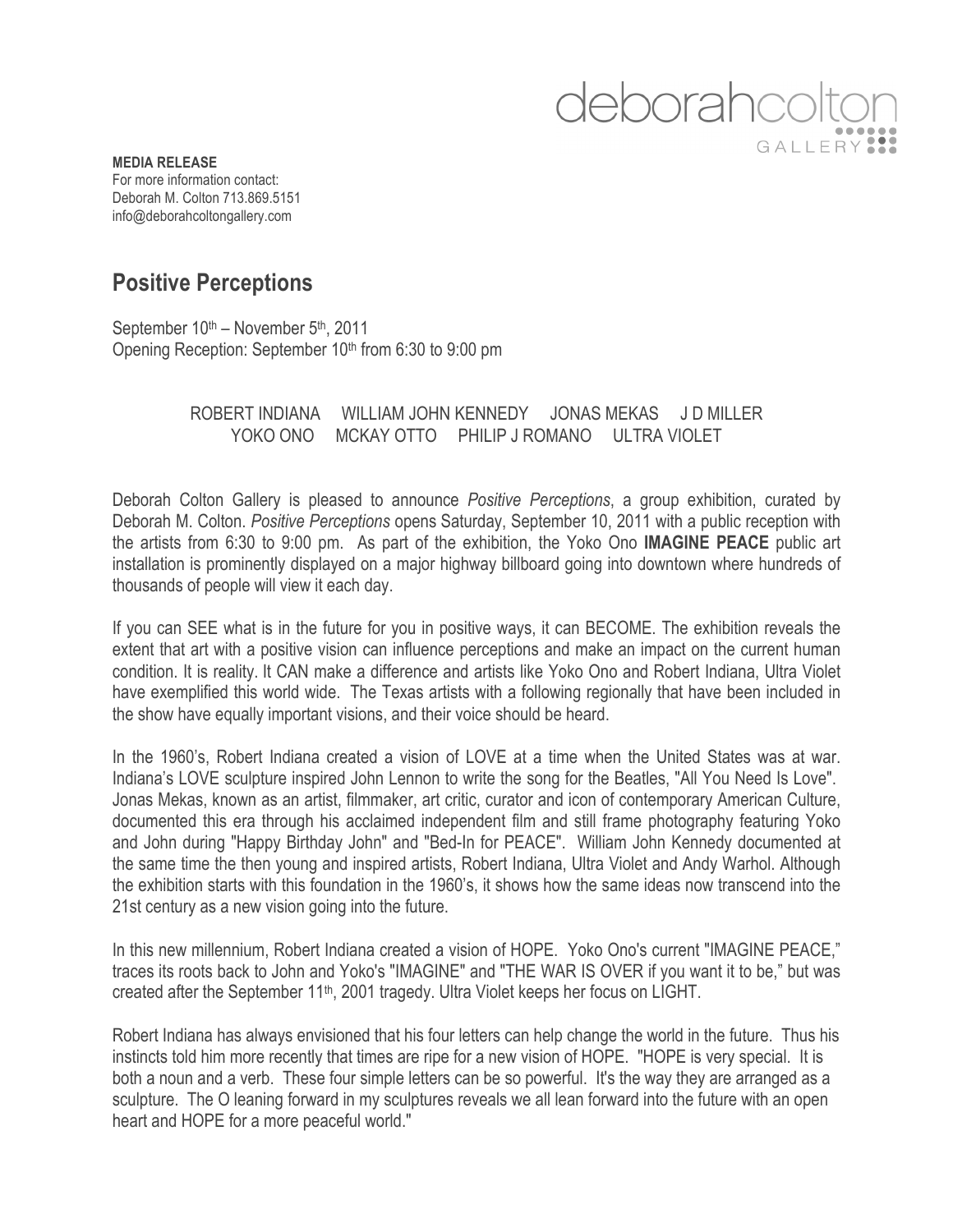deborahcolton GALLERY

**MEDIA RELEASE**
For more information contact:
Deborah M. Colton 713.869.5151
info@deborahcoltongallery.com

## Positive Perceptions

September 10th – November 5th, 2011
Opening Reception: September 10th from 6:30 to 9:00 pm

ROBERT INDIANA WILLIAM JOHN KENNEDY JONAS MEKAS J D MILLER
YOKO ONO MCKAY OTTO PHILIP J ROMANO ULTRA VIOLET

Deborah Colton Gallery is pleased to announce *Positive Perceptions*, a group exhibition, curated by Deborah M. Colton. *Positive Perceptions* opens Saturday, September 10, 2011 with a public reception with the artists from 6:30 to 9:00 pm. As part of the exhibition, the Yoko Ono **IMAGINE PEACE** public art installation is prominently displayed on a major highway billboard going into downtown where hundreds of thousands of people will view it each day.

If you can SEE what is in the future for you in positive ways, it can BECOME. The exhibition reveals the extent that art with a positive vision can influence perceptions and make an impact on the current human condition. It is reality. It CAN make a difference and artists like Yoko Ono and Robert Indiana, Ultra Violet have exemplified this world wide. The Texas artists with a following regionally that have been included in the show have equally important visions, and their voice should be heard.

In the 1960's, Robert Indiana created a vision of LOVE at a time when the United States was at war. Indiana's LOVE sculpture inspired John Lennon to write the song for the Beatles, "All You Need Is Love". Jonas Mekas, known as an artist, filmmaker, art critic, curator and icon of contemporary American Culture, documented this era through his acclaimed independent film and still frame photography featuring Yoko and John during "Happy Birthday John" and "Bed-In for PEACE". William John Kennedy documented at the same time the then young and inspired artists, Robert Indiana, Ultra Violet and Andy Warhol. Although the exhibition starts with this foundation in the 1960's, it shows how the same ideas now transcend into the 21st century as a new vision going into the future.

In this new millennium, Robert Indiana created a vision of HOPE. Yoko Ono's current "IMAGINE PEACE," traces its roots back to John and Yoko's "IMAGINE" and "THE WAR IS OVER if you want it to be," but was created after the September 11th, 2001 tragedy. Ultra Violet keeps her focus on LIGHT.

Robert Indiana has always envisioned that his four letters can help change the world in the future. Thus his instincts told him more recently that times are ripe for a new vision of HOPE. "HOPE is very special. It is both a noun and a verb. These four simple letters can be so powerful. It's the way they are arranged as a sculpture. The O leaning forward in my sculptures reveals we all lean forward into the future with an open heart and HOPE for a more peaceful world."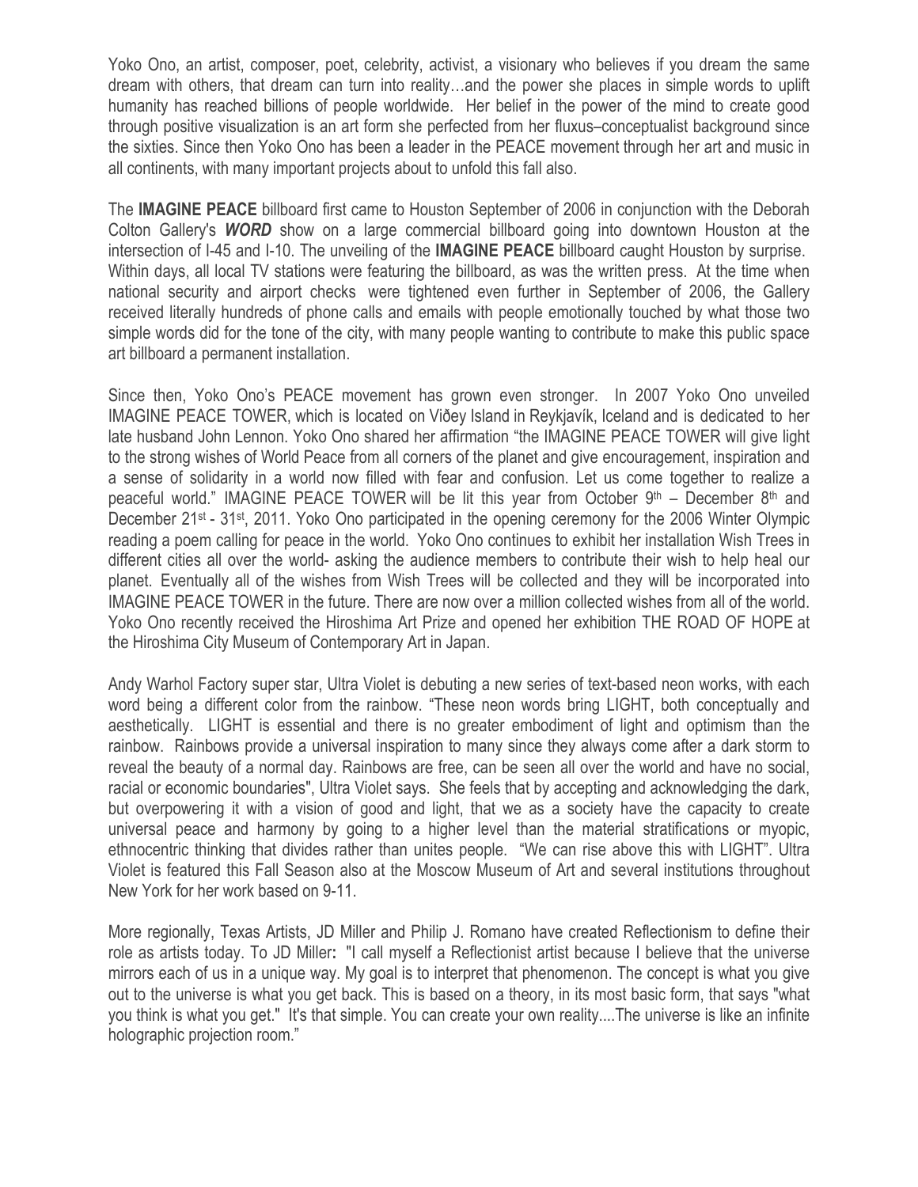Yoko Ono, an artist, composer, poet, celebrity, activist, a visionary who believes if you dream the same dream with others, that dream can turn into reality…and the power she places in simple words to uplift humanity has reached billions of people worldwide. Her belief in the power of the mind to create good through positive visualization is an art form she perfected from her fluxus–conceptualist background since the sixties. Since then Yoko Ono has been a leader in the PEACE movement through her art and music in all continents, with many important projects about to unfold this fall also.

The **IMAGINE PEACE** billboard first came to Houston September of 2006 in conjunction with the Deborah Colton Gallery's ***WORD*** show on a large commercial billboard going into downtown Houston at the intersection of I-45 and I-10. The unveiling of the **IMAGINE PEACE** billboard caught Houston by surprise. Within days, all local TV stations were featuring the billboard, as was the written press. At the time when national security and airport checks were tightened even further in September of 2006, the Gallery received literally hundreds of phone calls and emails with people emotionally touched by what those two simple words did for the tone of the city, with many people wanting to contribute to make this public space art billboard a permanent installation.

Since then, Yoko Ono's PEACE movement has grown even stronger. In 2007 Yoko Ono unveiled IMAGINE PEACE TOWER, which is located on Viðey Island in Reykjavík, Iceland and is dedicated to her late husband John Lennon. Yoko Ono shared her affirmation "the IMAGINE PEACE TOWER will give light to the strong wishes of World Peace from all corners of the planet and give encouragement, inspiration and a sense of solidarity in a world now filled with fear and confusion. Let us come together to realize a peaceful world." IMAGINE PEACE TOWER will be lit this year from October 9th – December 8th and December 21st - 31st, 2011. Yoko Ono participated in the opening ceremony for the 2006 Winter Olympic reading a poem calling for peace in the world. Yoko Ono continues to exhibit her installation Wish Trees in different cities all over the world- asking the audience members to contribute their wish to help heal our planet. Eventually all of the wishes from Wish Trees will be collected and they will be incorporated into IMAGINE PEACE TOWER in the future. There are now over a million collected wishes from all of the world. Yoko Ono recently received the Hiroshima Art Prize and opened her exhibition THE ROAD OF HOPE at the Hiroshima City Museum of Contemporary Art in Japan.

Andy Warhol Factory super star, Ultra Violet is debuting a new series of text-based neon works, with each word being a different color from the rainbow. "These neon words bring LIGHT, both conceptually and aesthetically. LIGHT is essential and there is no greater embodiment of light and optimism than the rainbow. Rainbows provide a universal inspiration to many since they always come after a dark storm to reveal the beauty of a normal day. Rainbows are free, can be seen all over the world and have no social, racial or economic boundaries", Ultra Violet says. She feels that by accepting and acknowledging the dark, but overpowering it with a vision of good and light, that we as a society have the capacity to create universal peace and harmony by going to a higher level than the material stratifications or myopic, ethnocentric thinking that divides rather than unites people. "We can rise above this with LIGHT". Ultra Violet is featured this Fall Season also at the Moscow Museum of Art and several institutions throughout New York for her work based on 9-11.

More regionally, Texas Artists, JD Miller and Philip J. Romano have created Reflectionism to define their role as artists today. To JD Miller**:** "I call myself a Reflectionist artist because I believe that the universe mirrors each of us in a unique way. My goal is to interpret that phenomenon. The concept is what you give out to the universe is what you get back. This is based on a theory, in its most basic form, that says "what you think is what you get." It's that simple. You can create your own reality....The universe is like an infinite holographic projection room."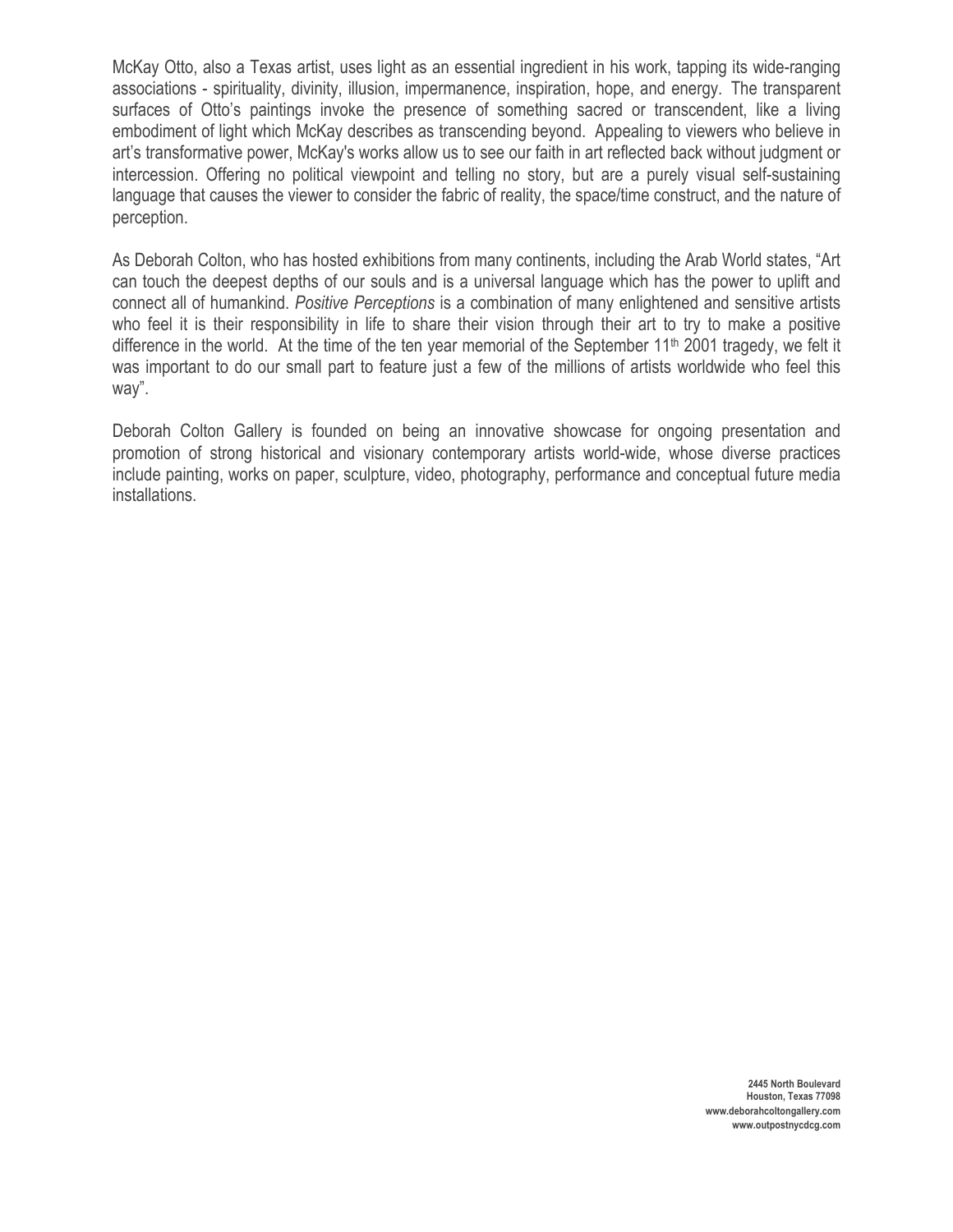McKay Otto, also a Texas artist, uses light as an essential ingredient in his work, tapping its wide-ranging associations - spirituality, divinity, illusion, impermanence, inspiration, hope, and energy. The transparent surfaces of Otto's paintings invoke the presence of something sacred or transcendent, like a living embodiment of light which McKay describes as transcending beyond. Appealing to viewers who believe in art's transformative power, McKay's works allow us to see our faith in art reflected back without judgment or intercession. Offering no political viewpoint and telling no story, but are a purely visual self-sustaining language that causes the viewer to consider the fabric of reality, the space/time construct, and the nature of perception.

As Deborah Colton, who has hosted exhibitions from many continents, including the Arab World states, "Art can touch the deepest depths of our souls and is a universal language which has the power to uplift and connect all of humankind. *Positive Perceptions* is a combination of many enlightened and sensitive artists who feel it is their responsibility in life to share their vision through their art to try to make a positive difference in the world. At the time of the ten year memorial of the September 11th 2001 tragedy, we felt it was important to do our small part to feature just a few of the millions of artists worldwide who feel this way".

Deborah Colton Gallery is founded on being an innovative showcase for ongoing presentation and promotion of strong historical and visionary contemporary artists world-wide, whose diverse practices include painting, works on paper, sculpture, video, photography, performance and conceptual future media installations.

**2445 North Boulevard**
**Houston, Texas 77098**
**www.deborahcoltongallery.com**
**www.outpostnycdcg.com**